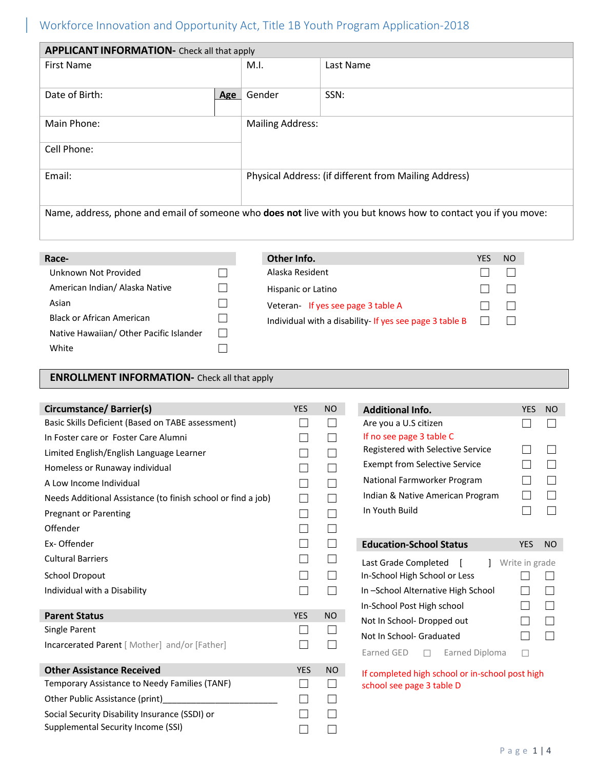# Workforce Innovation and Opportunity Act, Title 1B Youth Program Application-2018

## APPLICANT INFORMATION- Check all that apply

| First Name | | M.I. | Last Name |
|---|---|---|---|
| Date of Birth: | Age | Gender | SSN: |
| Main Phone: | | Mailing Address: | |
| Cell Phone: | | | |
| Email: | | Physical Address: (if different from Mailing Address) | |

Name, address, phone and email of someone who **does not** live with you but knows how to contact you if you move:

| Race- | |
|---|---|
| Unknown Not Provided | ☐ |
| American Indian/ Alaska Native | ☐ |
| Asian | ☐ |
| Black or African American | ☐ |
| Native Hawaiian/ Other Pacific Islander | ☐ |
| White | ☐ |

| Other Info. | YES | NO |
|---|---|---|
| Alaska Resident | ☐ | ☐ |
| Hispanic or Latino | ☐ | ☐ |
| Veteran- If yes see page 3 table A | ☐ | ☐ |
| Individual with a disability- If yes see page 3 table B | ☐ | ☐ |

## ENROLLMENT INFORMATION- Check all that apply

| Circumstance/ Barrier(s) | YES | NO |
|---|---|---|
| Basic Skills Deficient (Based on TABE assessment) | ☐ | ☐ |
| In Foster care or Foster Care Alumni | ☐ | ☐ |
| Limited English/English Language Learner | ☐ | ☐ |
| Homeless or Runaway individual | ☐ | ☐ |
| A Low Income Individual | ☐ | ☐ |
| Needs Additional Assistance (to finish school or find a job) | ☐ | ☐ |
| Pregnant or Parenting | ☐ | ☐ |
| Offender | ☐ | ☐ |
| Ex- Offender | ☐ | ☐ |
| Cultural Barriers | ☐ | ☐ |
| School Dropout | ☐ | ☐ |
| Individual with a Disability | ☐ | ☐ |

| Parent Status | YES | NO |
|---|---|---|
| Single Parent | ☐ | ☐ |
| Incarcerated Parent [ Mother] and/or [Father] | ☐ | ☐ |

| Other Assistance Received | YES | NO |
|---|---|---|
| Temporary Assistance to Needy Families (TANF) | ☐ | ☐ |
| Other Public Assistance (print)________________________ | ☐ | ☐ |
| Social Security Disability Insurance (SSDI) or | ☐ | ☐ |
| Supplemental Security Income (SSI) | ☐ | ☐ |

| Additional Info. | YES | NO |
|---|---|---|
| Are you a U.S citizen<br>If no see page 3 table C | ☐ | ☐ |
| Registered with Selective Service | ☐ | ☐ |
| Exempt from Selective Service | ☐ | ☐ |
| National Farmworker Program | ☐ | ☐ |
| Indian & Native American Program | ☐ | ☐ |
| In Youth Build | ☐ | ☐ |

| Education-School Status | YES | NO |
|---|---|---|
| Last Grade Completed [ ] Write in grade | | |
| In-School High School or Less | ☐ | ☐ |
| In –School Alternative High School | ☐ | ☐ |
| In-School Post High school | ☐ | ☐ |
| Not In School- Dropped out | ☐ | ☐ |
| Not In School- Graduated | ☐ | ☐ |
| Earned GED ☐ Earned Diploma ☐ | | |

If completed high school or in-school post high school see page 3 table D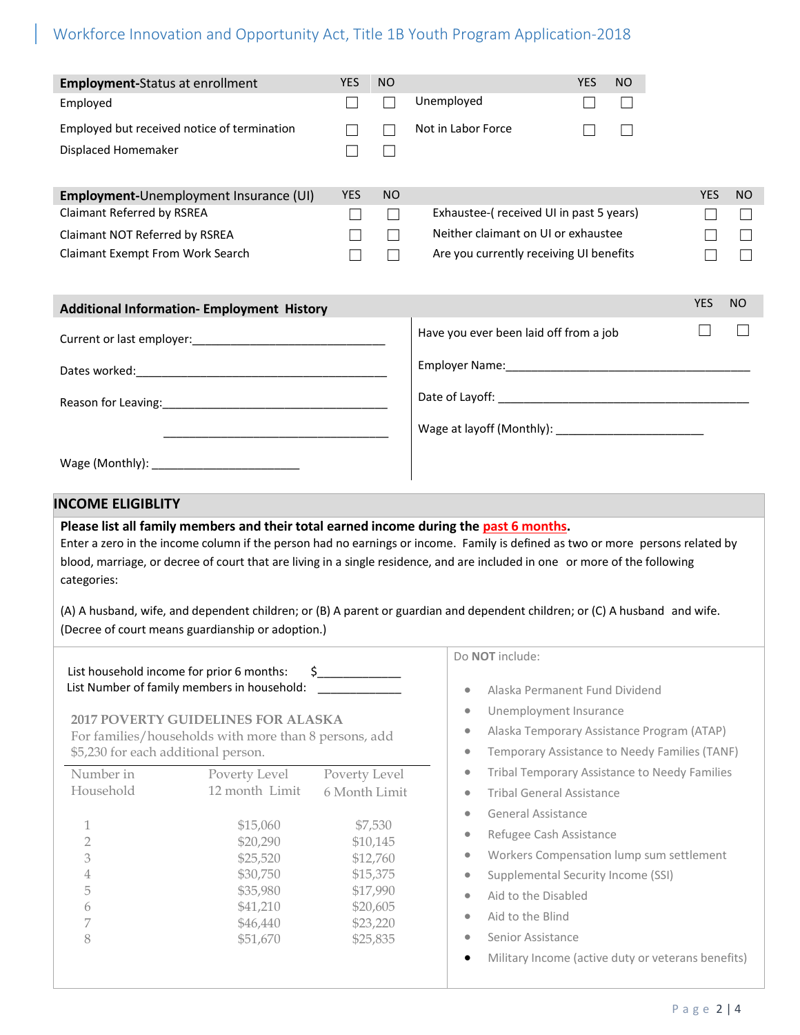## Employment-Status at enrollment

| | YES | NO | | YES | NO |
|---|---|---|---|---|---|
| Employed | ☐ | ☐ | Unemployed | ☐ | ☐ |
| Employed but received notice of termination | ☐ | ☐ | Not in Labor Force | ☐ | ☐ |
| Displaced Homemaker | ☐ | ☐ | | | |

## Employment-Unemployment Insurance (UI)

| | YES | NO | | YES | NO |
|---|---|---|---|---|---|
| Claimant Referred by RSREA | ☐ | ☐ | Exhaustee-( received UI in past 5 years) | ☐ | ☐ |
| Claimant NOT Referred by RSREA | ☐ | ☐ | Neither claimant on UI or exhaustee | ☐ | ☐ |
| Claimant Exempt From Work Search | ☐ | ☐ | Are you currently receiving UI benefits | ☐ | ☐ |

## Additional Information- Employment History

Current or last employer:______________________________

Dates worked:________________________________________

Reason for Leaving:___________________________________

___________________________________

Wage (Monthly): ______________________

| | YES | NO |
|---|---|---|
| Have you ever been laid off from a job | ☐ | ☐ |

Employer Name:________________________________________

Date of Layoff: ________________________________________

Wage at layoff (Monthly): ______________________

## INCOME ELIGIBLITY

**Please list all family members and their total earned income during the past 6 months.**

Enter a zero in the income column if the person had no earnings or income. Family is defined as two or more persons related by blood, marriage, or decree of court that are living in a single residence, and are included in one or more of the following categories:

(A) A husband, wife, and dependent children; or (B) A parent or guardian and dependent children; or (C) A husband and wife. (Decree of court means guardianship or adoption.)

List household income for prior 6 months: $____________

List Number of family members in household: ____________

**2017 POVERTY GUIDELINES FOR ALASKA**

For families/households with more than 8 persons, add $5,230 for each additional person.

| Number in Household | Poverty Level 12 month Limit | Poverty Level 6 Month Limit |
|---|---|---|
| 1 | $15,060 | $7,530 |
| 2 | $20,290 | $10,145 |
| 3 | $25,520 | $12,760 |
| 4 | $30,750 | $15,375 |
| 5 | $35,980 | $17,990 |
| 6 | $41,210 | $20,605 |
| 7 | $46,440 | $23,220 |
| 8 | $51,670 | $25,835 |

Do **NOT** include:

- Alaska Permanent Fund Dividend
- Unemployment Insurance
- Alaska Temporary Assistance Program (ATAP)
- Temporary Assistance to Needy Families (TANF)
- Tribal Temporary Assistance to Needy Families
- Tribal General Assistance
- General Assistance
- Refugee Cash Assistance
- Workers Compensation lump sum settlement
- Supplemental Security Income (SSI)
- Aid to the Disabled
- Aid to the Blind
- Senior Assistance
- Military Income (active duty or veterans benefits)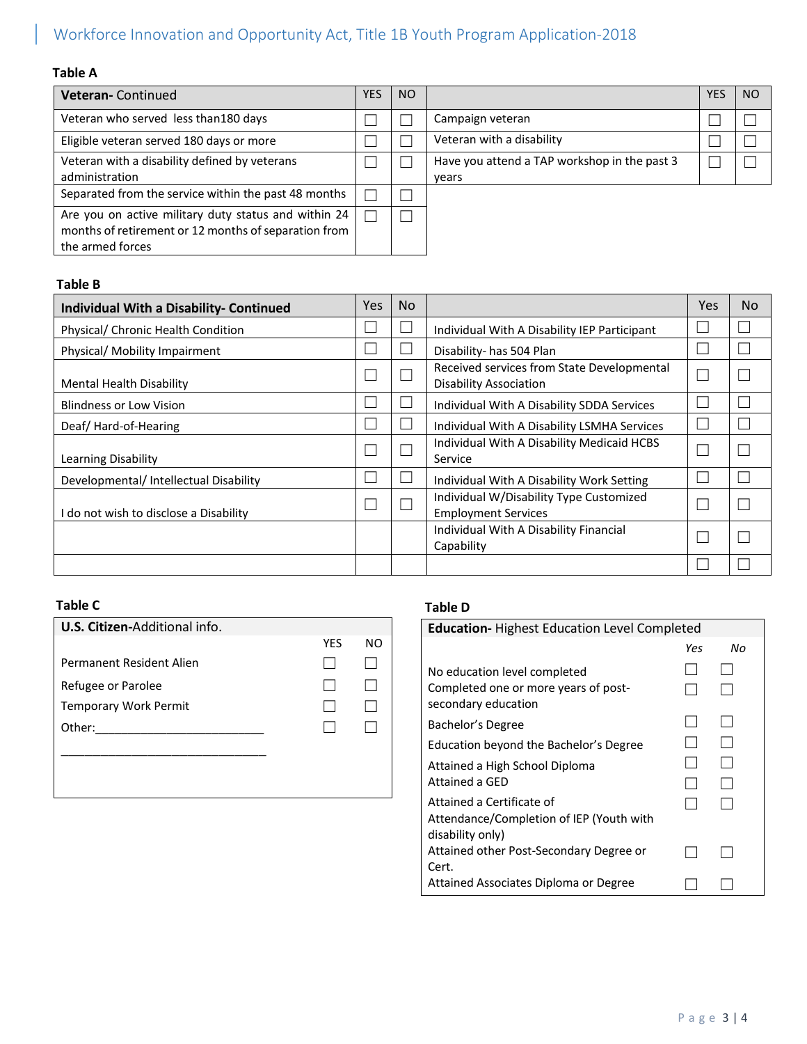Table A

| Veteran- Continued | YES | NO | | YES | NO |
|---|---|---|---|---|---|
| Veteran who served less than180 days | ☐ | ☐ | Campaign veteran | ☐ | ☐ |
| Eligible veteran served 180 days or more | ☐ | ☐ | Veteran with a disability | ☐ | ☐ |
| Veteran with a disability defined by veterans administration | ☐ | ☐ | Have you attend a TAP workshop in the past 3 years | ☐ | ☐ |
| Separated from the service within the past 48 months | ☐ | ☐ | | | |
| Are you on active military duty status and within 24 months of retirement or 12 months of separation from the armed forces | ☐ | ☐ | | | |

Table B

| Individual With a Disability- Continued | Yes | No | | Yes | No |
|---|---|---|---|---|---|
| Physical/ Chronic Health Condition | ☐ | ☐ | Individual With A Disability IEP Participant | ☐ | ☐ |
| Physical/ Mobility Impairment | ☐ | ☐ | Disability- has 504 Plan | ☐ | ☐ |
| Mental Health Disability | ☐ | ☐ | Received services from State Developmental Disability Association | ☐ | ☐ |
| Blindness or Low Vision | ☐ | ☐ | Individual With A Disability SDDA Services | ☐ | ☐ |
| Deaf/ Hard-of-Hearing | ☐ | ☐ | Individual With A Disability LSMHA Services | ☐ | ☐ |
| Learning Disability | ☐ | ☐ | Individual With A Disability Medicaid HCBS Service | ☐ | ☐ |
| Developmental/ Intellectual Disability | ☐ | ☐ | Individual With A Disability Work Setting | ☐ | ☐ |
| I do not wish to disclose a Disability | ☐ | ☐ | Individual W/Disability Type Customized Employment Services | ☐ | ☐ |
| | | | Individual With A Disability Financial Capability | ☐ | ☐ |
| | | | | ☐ | ☐ |

Table C

| U.S. Citizen-Additional info. | YES | NO |
|---|---|---|
| Permanent Resident Alien | ☐ | ☐ |
| Refugee or Parolee | ☐ | ☐ |
| Temporary Work Permit | ☐ | ☐ |
| Other:__________________________ | ☐ | ☐ |
| ________________________________ | | |

Table D

| Education- Highest Education Level Completed | *Yes* | *No* |
|---|---|---|
| No education level completed | ☐ | ☐ |
| Completed one or more years of post-secondary education | ☐ | ☐ |
| Bachelor's Degree | ☐ | ☐ |
| Education beyond the Bachelor's Degree | ☐ | ☐ |
| Attained a High School Diploma | ☐ | ☐ |
| Attained a GED | ☐ | ☐ |
| Attained a Certificate of Attendance/Completion of IEP (Youth with disability only) | ☐ | ☐ |
| Attained other Post-Secondary Degree or Cert. | ☐ | ☐ |
| Attained Associates Diploma or Degree | ☐ | ☐ |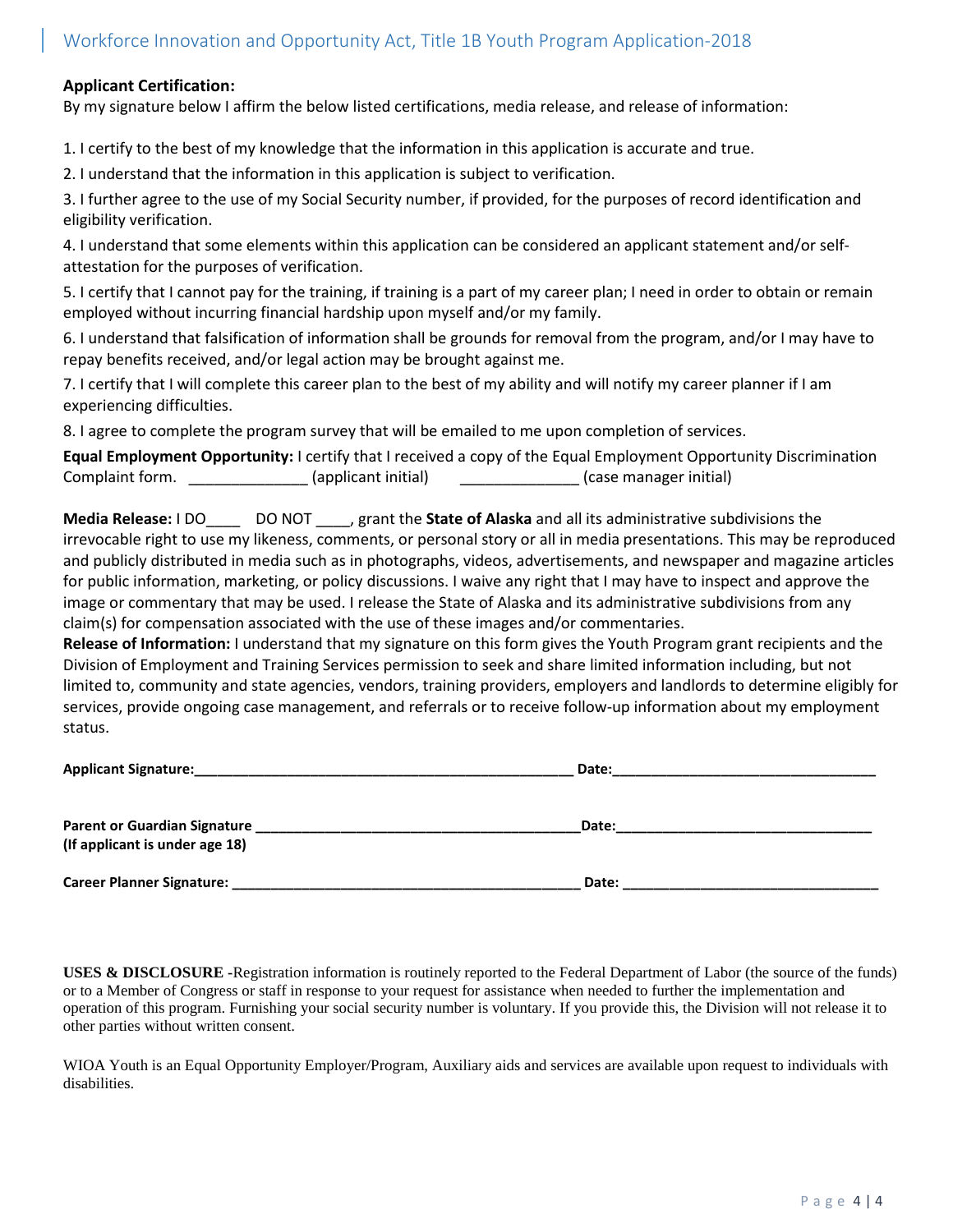**Applicant Certification:**

By my signature below I affirm the below listed certifications, media release, and release of information:

1. I certify to the best of my knowledge that the information in this application is accurate and true.
2. I understand that the information in this application is subject to verification.
3. I further agree to the use of my Social Security number, if provided, for the purposes of record identification and eligibility verification.
4. I understand that some elements within this application can be considered an applicant statement and/or self-attestation for the purposes of verification.
5. I certify that I cannot pay for the training, if training is a part of my career plan; I need in order to obtain or remain employed without incurring financial hardship upon myself and/or my family.
6. I understand that falsification of information shall be grounds for removal from the program, and/or I may have to repay benefits received, and/or legal action may be brought against me.
7. I certify that I will complete this career plan to the best of my ability and will notify my career planner if I am experiencing difficulties.
8. I agree to complete the program survey that will be emailed to me upon completion of services.

**Equal Employment Opportunity:** I certify that I received a copy of the Equal Employment Opportunity Discrimination Complaint form. ______________ (applicant initial) ______________ (case manager initial)

**Media Release:** I DO____ DO NOT ____, grant the **State of Alaska** and all its administrative subdivisions the irrevocable right to use my likeness, comments, or personal story or all in media presentations. This may be reproduced and publicly distributed in media such as in photographs, videos, advertisements, and newspaper and magazine articles for public information, marketing, or policy discussions. I waive any right that I may have to inspect and approve the image or commentary that may be used. I release the State of Alaska and its administrative subdivisions from any claim(s) for compensation associated with the use of these images and/or commentaries.

**Release of Information:** I understand that my signature on this form gives the Youth Program grant recipients and the Division of Employment and Training Services permission to seek and share limited information including, but not limited to, community and state agencies, vendors, training providers, employers and landlords to determine eligibly for services, provide ongoing case management, and referrals or to receive follow-up information about my employment status.

**Applicant Signature:**_______________________________________________ **Date:**_________________________________

**Parent or Guardian Signature** ________________________________________ **Date:**_________________________________
**(If applicant is under age 18)**

**Career Planner Signature:** ____________________________________________ **Date:** _________________________________

**USES & DISCLOSURE** -Registration information is routinely reported to the Federal Department of Labor (the source of the funds) or to a Member of Congress or staff in response to your request for assistance when needed to further the implementation and operation of this program. Furnishing your social security number is voluntary. If you provide this, the Division will not release it to other parties without written consent.

WIOA Youth is an Equal Opportunity Employer/Program, Auxiliary aids and services are available upon request to individuals with disabilities.